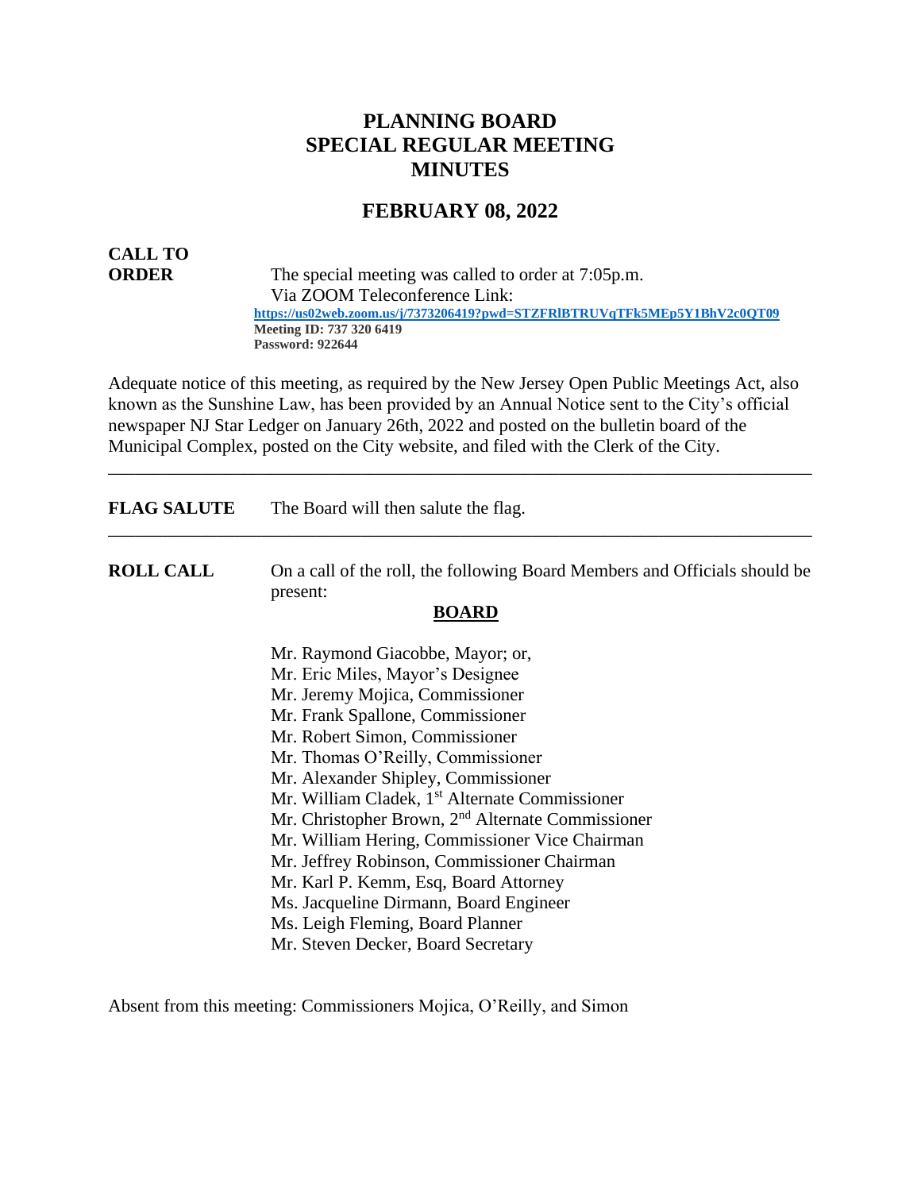# PLANNING BOARD
# SPECIAL REGULAR MEETING
# MINUTES

## FEBRUARY 08, 2022

**CALL TO ORDER** The special meeting was called to order at 7:05p.m.
Via ZOOM Teleconference Link:
**https://us02web.zoom.us/j/7373206419?pwd=STZFRlBTRUVqTFk5MEp5Y1BhV2c0QT09**
**Meeting ID: 737 320 6419**
**Password: 922644**

Adequate notice of this meeting, as required by the New Jersey Open Public Meetings Act, also known as the Sunshine Law, has been provided by an Annual Notice sent to the City's official newspaper NJ Star Ledger on January 26th, 2022 and posted on the bulletin board of the Municipal Complex, posted on the City website, and filed with the Clerk of the City.

---

**FLAG SALUTE** The Board will then salute the flag.

---

**ROLL CALL** On a call of the roll, the following Board Members and Officials should be present:

**BOARD**

Mr. Raymond Giacobbe, Mayor; or,
Mr. Eric Miles, Mayor's Designee
Mr. Jeremy Mojica, Commissioner
Mr. Frank Spallone, Commissioner
Mr. Robert Simon, Commissioner
Mr. Thomas O'Reilly, Commissioner
Mr. Alexander Shipley, Commissioner
Mr. William Cladek, 1st Alternate Commissioner
Mr. Christopher Brown, 2nd Alternate Commissioner
Mr. William Hering, Commissioner Vice Chairman
Mr. Jeffrey Robinson, Commissioner Chairman
Mr. Karl P. Kemm, Esq, Board Attorney
Ms. Jacqueline Dirmann, Board Engineer
Ms. Leigh Fleming, Board Planner
Mr. Steven Decker, Board Secretary

Absent from this meeting: Commissioners Mojica, O'Reilly, and Simon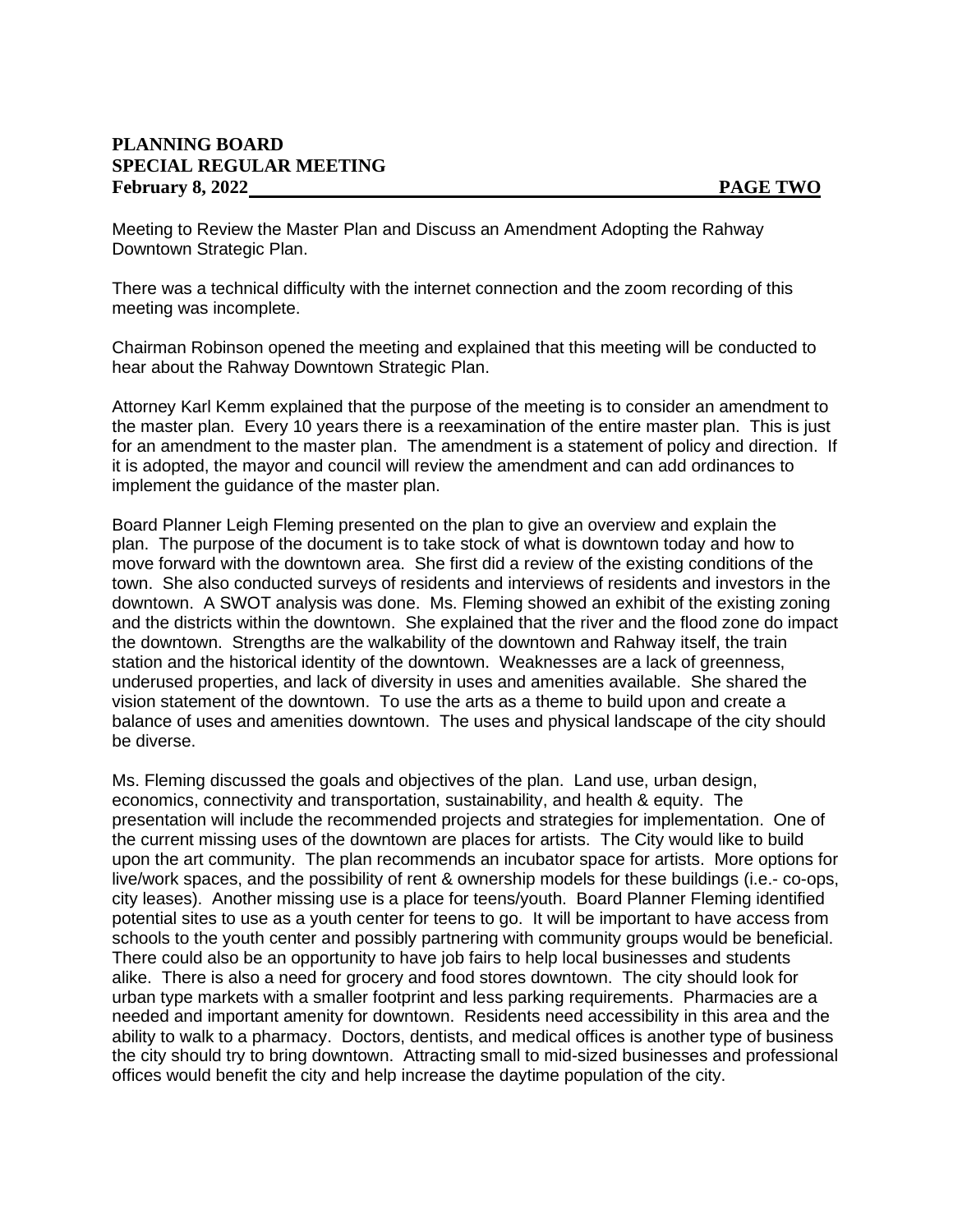Meeting to Review the Master Plan and Discuss an Amendment Adopting the Rahway Downtown Strategic Plan.

There was a technical difficulty with the internet connection and the zoom recording of this meeting was incomplete.

Chairman Robinson opened the meeting and explained that this meeting will be conducted to hear about the Rahway Downtown Strategic Plan.

Attorney Karl Kemm explained that the purpose of the meeting is to consider an amendment to the master plan. Every 10 years there is a reexamination of the entire master plan. This is just for an amendment to the master plan. The amendment is a statement of policy and direction. If it is adopted, the mayor and council will review the amendment and can add ordinances to implement the guidance of the master plan.

Board Planner Leigh Fleming presented on the plan to give an overview and explain the plan. The purpose of the document is to take stock of what is downtown today and how to move forward with the downtown area. She first did a review of the existing conditions of the town. She also conducted surveys of residents and interviews of residents and investors in the downtown. A SWOT analysis was done. Ms. Fleming showed an exhibit of the existing zoning and the districts within the downtown. She explained that the river and the flood zone do impact the downtown. Strengths are the walkability of the downtown and Rahway itself, the train station and the historical identity of the downtown. Weaknesses are a lack of greenness, underused properties, and lack of diversity in uses and amenities available. She shared the vision statement of the downtown. To use the arts as a theme to build upon and create a balance of uses and amenities downtown. The uses and physical landscape of the city should be diverse.

Ms. Fleming discussed the goals and objectives of the plan. Land use, urban design, economics, connectivity and transportation, sustainability, and health & equity. The presentation will include the recommended projects and strategies for implementation. One of the current missing uses of the downtown are places for artists. The City would like to build upon the art community. The plan recommends an incubator space for artists. More options for live/work spaces, and the possibility of rent & ownership models for these buildings (i.e.- co-ops, city leases). Another missing use is a place for teens/youth. Board Planner Fleming identified potential sites to use as a youth center for teens to go. It will be important to have access from schools to the youth center and possibly partnering with community groups would be beneficial. There could also be an opportunity to have job fairs to help local businesses and students alike. There is also a need for grocery and food stores downtown. The city should look for urban type markets with a smaller footprint and less parking requirements. Pharmacies are a needed and important amenity for downtown. Residents need accessibility in this area and the ability to walk to a pharmacy. Doctors, dentists, and medical offices is another type of business the city should try to bring downtown. Attracting small to mid-sized businesses and professional offices would benefit the city and help increase the daytime population of the city.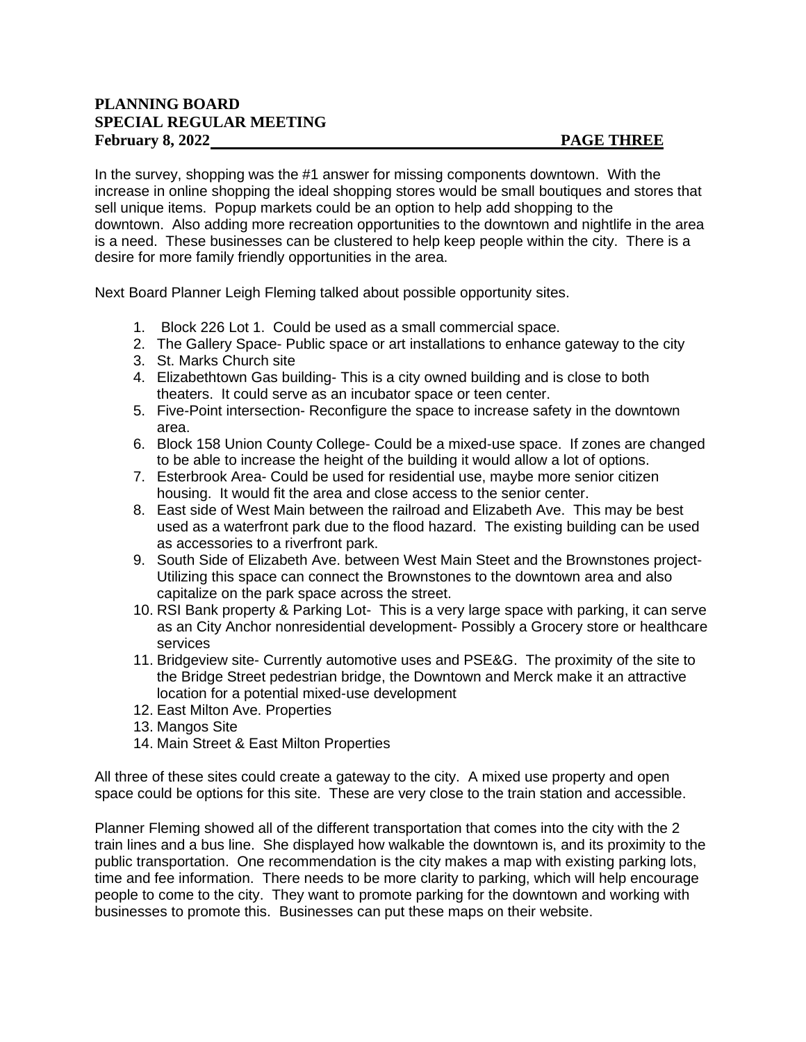In the survey, shopping was the #1 answer for missing components downtown. With the increase in online shopping the ideal shopping stores would be small boutiques and stores that sell unique items. Popup markets could be an option to help add shopping to the downtown. Also adding more recreation opportunities to the downtown and nightlife in the area is a need. These businesses can be clustered to help keep people within the city. There is a desire for more family friendly opportunities in the area.

Next Board Planner Leigh Fleming talked about possible opportunity sites.

1. Block 226 Lot 1. Could be used as a small commercial space.
2. The Gallery Space- Public space or art installations to enhance gateway to the city
3. St. Marks Church site
4. Elizabethtown Gas building- This is a city owned building and is close to both theaters. It could serve as an incubator space or teen center.
5. Five-Point intersection- Reconfigure the space to increase safety in the downtown area.
6. Block 158 Union County College- Could be a mixed-use space. If zones are changed to be able to increase the height of the building it would allow a lot of options.
7. Esterbrook Area- Could be used for residential use, maybe more senior citizen housing. It would fit the area and close access to the senior center.
8. East side of West Main between the railroad and Elizabeth Ave. This may be best used as a waterfront park due to the flood hazard. The existing building can be used as accessories to a riverfront park.
9. South Side of Elizabeth Ave. between West Main Steet and the Brownstones project- Utilizing this space can connect the Brownstones to the downtown area and also capitalize on the park space across the street.
10. RSI Bank property & Parking Lot- This is a very large space with parking, it can serve as an City Anchor nonresidential development- Possibly a Grocery store or healthcare services
11. Bridgeview site- Currently automotive uses and PSE&G. The proximity of the site to the Bridge Street pedestrian bridge, the Downtown and Merck make it an attractive location for a potential mixed-use development
12. East Milton Ave. Properties
13. Mangos Site
14. Main Street & East Milton Properties

All three of these sites could create a gateway to the city. A mixed use property and open space could be options for this site. These are very close to the train station and accessible.

Planner Fleming showed all of the different transportation that comes into the city with the 2 train lines and a bus line. She displayed how walkable the downtown is, and its proximity to the public transportation. One recommendation is the city makes a map with existing parking lots, time and fee information. There needs to be more clarity to parking, which will help encourage people to come to the city. They want to promote parking for the downtown and working with businesses to promote this. Businesses can put these maps on their website.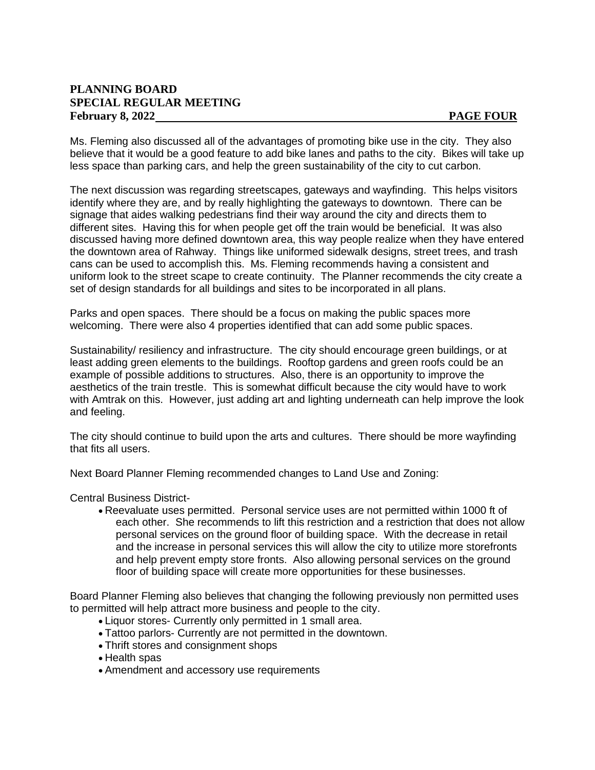Ms. Fleming also discussed all of the advantages of promoting bike use in the city. They also believe that it would be a good feature to add bike lanes and paths to the city. Bikes will take up less space than parking cars, and help the green sustainability of the city to cut carbon.

The next discussion was regarding streetscapes, gateways and wayfinding. This helps visitors identify where they are, and by really highlighting the gateways to downtown. There can be signage that aides walking pedestrians find their way around the city and directs them to different sites. Having this for when people get off the train would be beneficial. It was also discussed having more defined downtown area, this way people realize when they have entered the downtown area of Rahway. Things like uniformed sidewalk designs, street trees, and trash cans can be used to accomplish this. Ms. Fleming recommends having a consistent and uniform look to the street scape to create continuity. The Planner recommends the city create a set of design standards for all buildings and sites to be incorporated in all plans.

Parks and open spaces. There should be a focus on making the public spaces more welcoming. There were also 4 properties identified that can add some public spaces.

Sustainability/ resiliency and infrastructure. The city should encourage green buildings, or at least adding green elements to the buildings. Rooftop gardens and green roofs could be an example of possible additions to structures. Also, there is an opportunity to improve the aesthetics of the train trestle. This is somewhat difficult because the city would have to work with Amtrak on this. However, just adding art and lighting underneath can help improve the look and feeling.

The city should continue to build upon the arts and cultures. There should be more wayfinding that fits all users.

Next Board Planner Fleming recommended changes to Land Use and Zoning:

Central Business District-

- Reevaluate uses permitted. Personal service uses are not permitted within 1000 ft of each other. She recommends to lift this restriction and a restriction that does not allow personal services on the ground floor of building space. With the decrease in retail and the increase in personal services this will allow the city to utilize more storefronts and help prevent empty store fronts. Also allowing personal services on the ground floor of building space will create more opportunities for these businesses.

Board Planner Fleming also believes that changing the following previously non permitted uses to permitted will help attract more business and people to the city.

- Liquor stores- Currently only permitted in 1 small area.
- Tattoo parlors- Currently are not permitted in the downtown.
- Thrift stores and consignment shops
- Health spas
- Amendment and accessory use requirements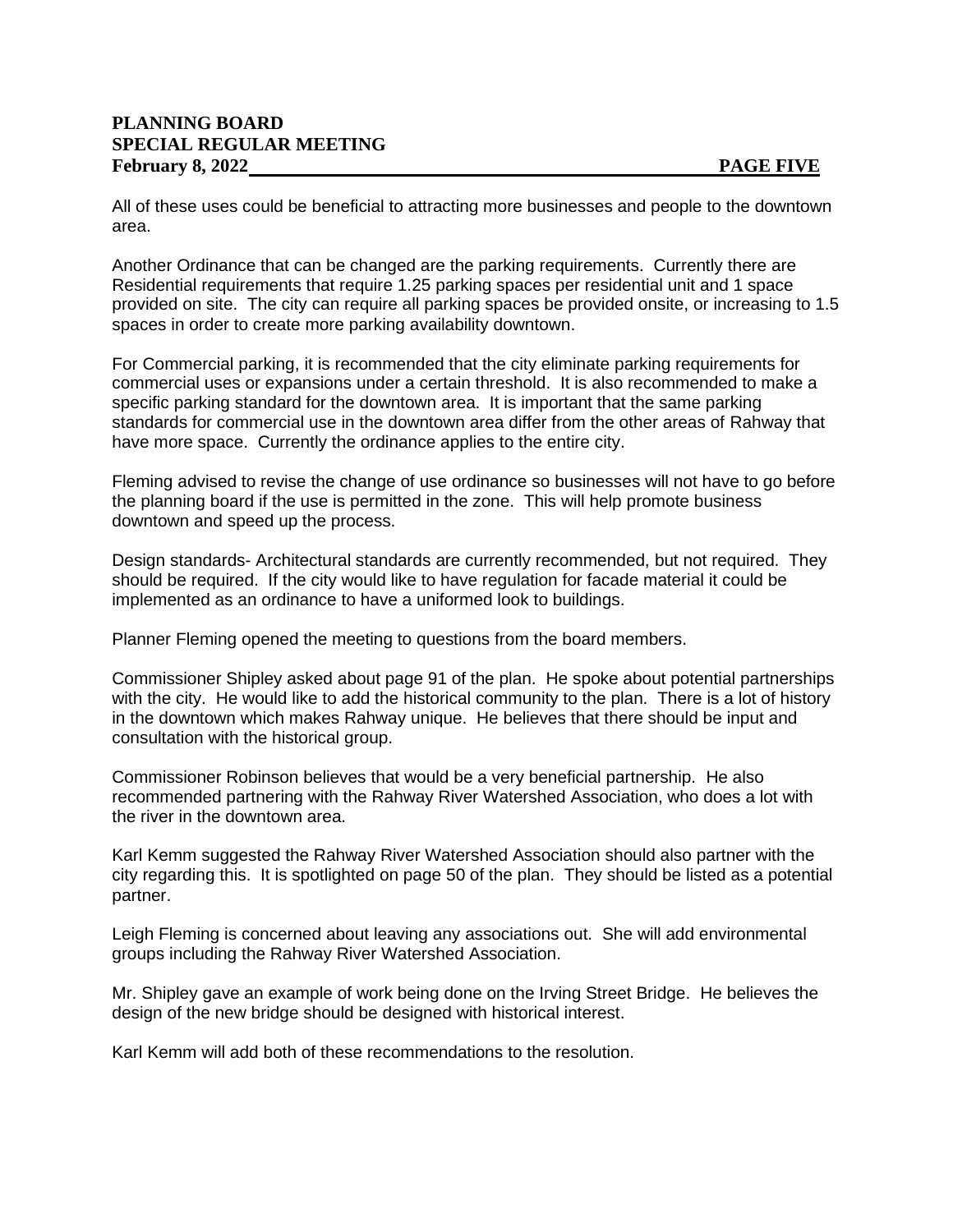All of these uses could be beneficial to attracting more businesses and people to the downtown area.

Another Ordinance that can be changed are the parking requirements. Currently there are Residential requirements that require 1.25 parking spaces per residential unit and 1 space provided on site. The city can require all parking spaces be provided onsite, or increasing to 1.5 spaces in order to create more parking availability downtown.

For Commercial parking, it is recommended that the city eliminate parking requirements for commercial uses or expansions under a certain threshold. It is also recommended to make a specific parking standard for the downtown area. It is important that the same parking standards for commercial use in the downtown area differ from the other areas of Rahway that have more space. Currently the ordinance applies to the entire city.

Fleming advised to revise the change of use ordinance so businesses will not have to go before the planning board if the use is permitted in the zone. This will help promote business downtown and speed up the process.

Design standards- Architectural standards are currently recommended, but not required. They should be required. If the city would like to have regulation for facade material it could be implemented as an ordinance to have a uniformed look to buildings.

Planner Fleming opened the meeting to questions from the board members.

Commissioner Shipley asked about page 91 of the plan. He spoke about potential partnerships with the city. He would like to add the historical community to the plan. There is a lot of history in the downtown which makes Rahway unique. He believes that there should be input and consultation with the historical group.

Commissioner Robinson believes that would be a very beneficial partnership. He also recommended partnering with the Rahway River Watershed Association, who does a lot with the river in the downtown area.

Karl Kemm suggested the Rahway River Watershed Association should also partner with the city regarding this. It is spotlighted on page 50 of the plan. They should be listed as a potential partner.

Leigh Fleming is concerned about leaving any associations out. She will add environmental groups including the Rahway River Watershed Association.

Mr. Shipley gave an example of work being done on the Irving Street Bridge. He believes the design of the new bridge should be designed with historical interest.

Karl Kemm will add both of these recommendations to the resolution.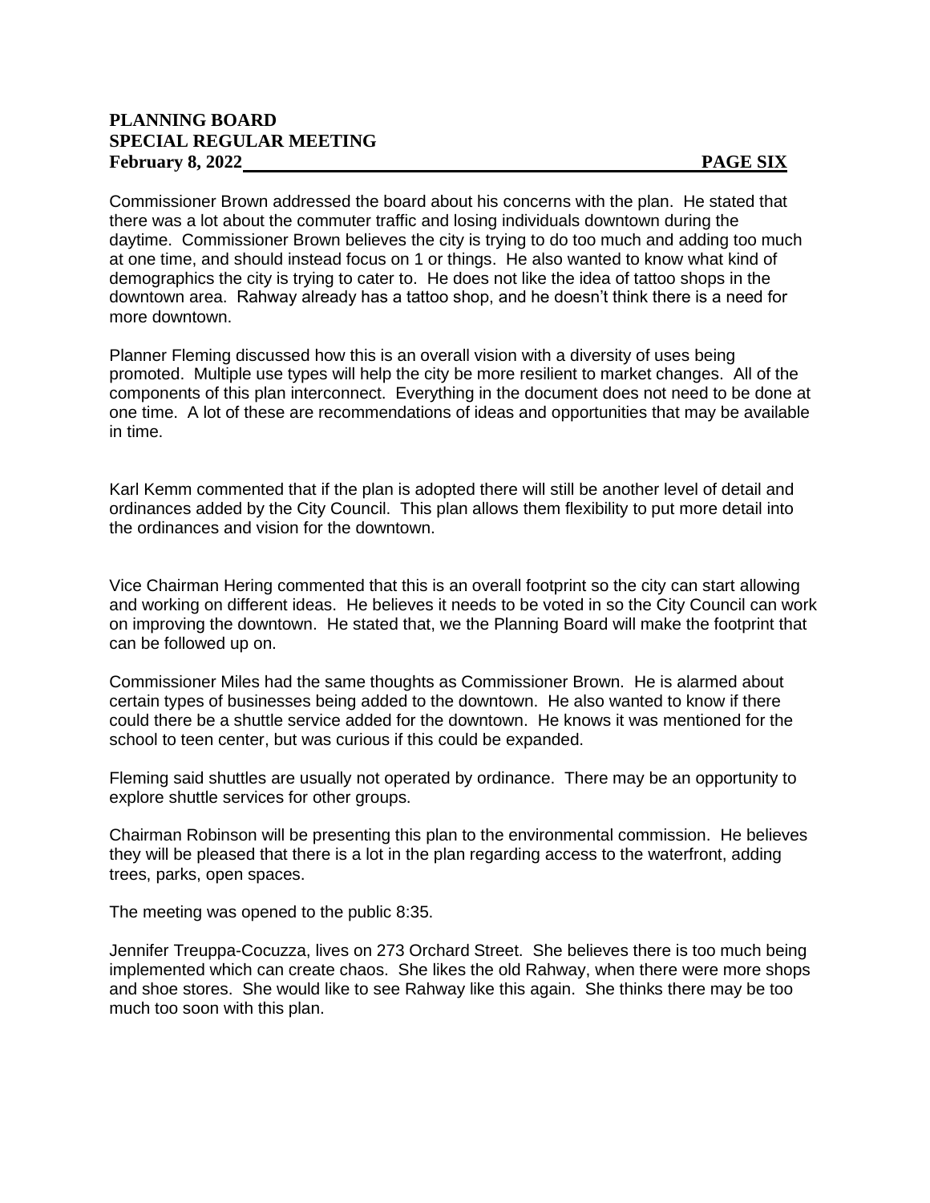Commissioner Brown addressed the board about his concerns with the plan. He stated that there was a lot about the commuter traffic and losing individuals downtown during the daytime. Commissioner Brown believes the city is trying to do too much and adding too much at one time, and should instead focus on 1 or things. He also wanted to know what kind of demographics the city is trying to cater to. He does not like the idea of tattoo shops in the downtown area. Rahway already has a tattoo shop, and he doesn't think there is a need for more downtown.

Planner Fleming discussed how this is an overall vision with a diversity of uses being promoted. Multiple use types will help the city be more resilient to market changes. All of the components of this plan interconnect. Everything in the document does not need to be done at one time. A lot of these are recommendations of ideas and opportunities that may be available in time.

Karl Kemm commented that if the plan is adopted there will still be another level of detail and ordinances added by the City Council. This plan allows them flexibility to put more detail into the ordinances and vision for the downtown.

Vice Chairman Hering commented that this is an overall footprint so the city can start allowing and working on different ideas. He believes it needs to be voted in so the City Council can work on improving the downtown. He stated that, we the Planning Board will make the footprint that can be followed up on.

Commissioner Miles had the same thoughts as Commissioner Brown. He is alarmed about certain types of businesses being added to the downtown. He also wanted to know if there could there be a shuttle service added for the downtown. He knows it was mentioned for the school to teen center, but was curious if this could be expanded.

Fleming said shuttles are usually not operated by ordinance. There may be an opportunity to explore shuttle services for other groups.

Chairman Robinson will be presenting this plan to the environmental commission. He believes they will be pleased that there is a lot in the plan regarding access to the waterfront, adding trees, parks, open spaces.

The meeting was opened to the public 8:35.

Jennifer Treuppa-Cocuzza, lives on 273 Orchard Street. She believes there is too much being implemented which can create chaos. She likes the old Rahway, when there were more shops and shoe stores. She would like to see Rahway like this again. She thinks there may be too much too soon with this plan.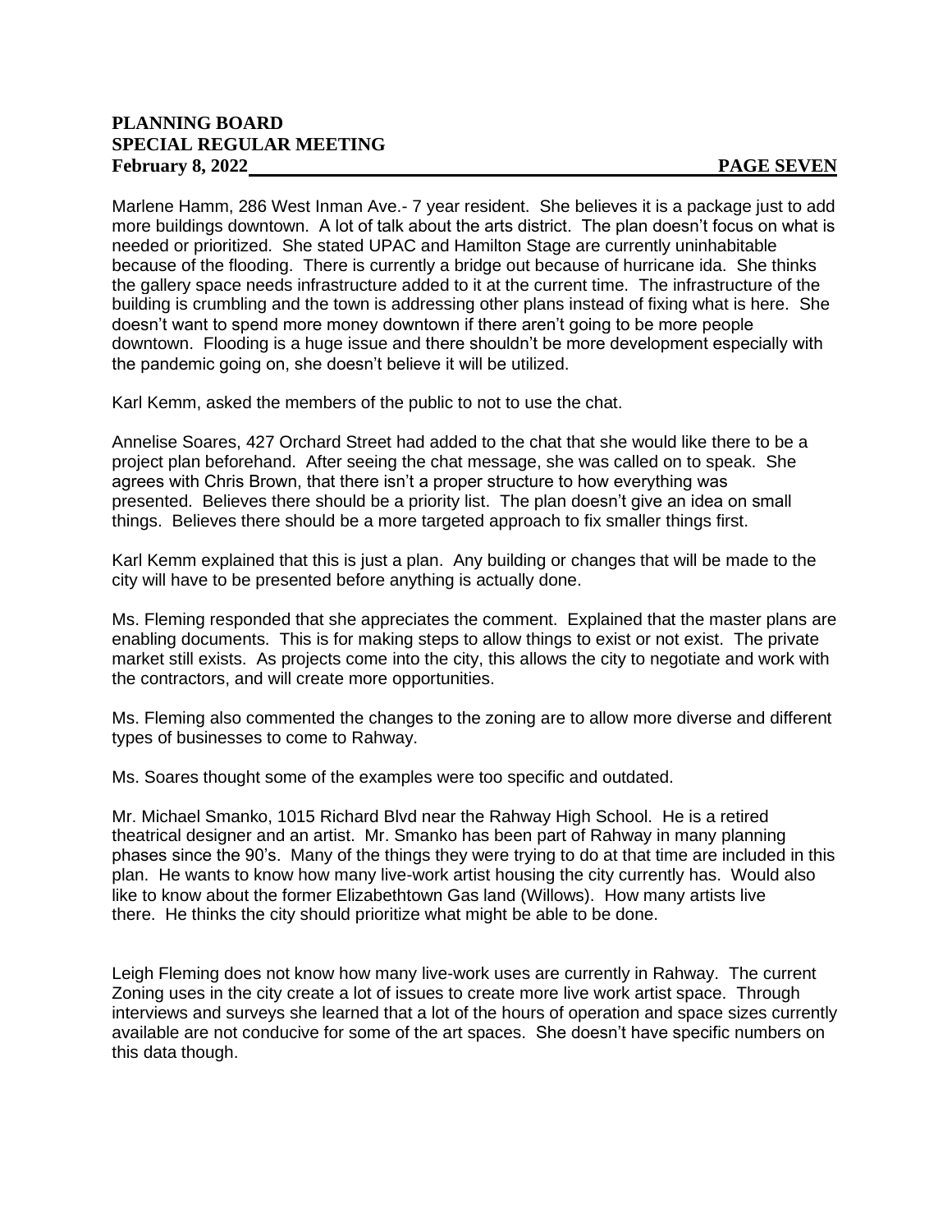Marlene Hamm, 286 West Inman Ave.- 7 year resident. She believes it is a package just to add more buildings downtown. A lot of talk about the arts district. The plan doesn't focus on what is needed or prioritized. She stated UPAC and Hamilton Stage are currently uninhabitable because of the flooding. There is currently a bridge out because of hurricane ida. She thinks the gallery space needs infrastructure added to it at the current time. The infrastructure of the building is crumbling and the town is addressing other plans instead of fixing what is here. She doesn't want to spend more money downtown if there aren't going to be more people downtown. Flooding is a huge issue and there shouldn't be more development especially with the pandemic going on, she doesn't believe it will be utilized.

Karl Kemm, asked the members of the public to not to use the chat.

Annelise Soares, 427 Orchard Street had added to the chat that she would like there to be a project plan beforehand. After seeing the chat message, she was called on to speak. She agrees with Chris Brown, that there isn't a proper structure to how everything was presented. Believes there should be a priority list. The plan doesn't give an idea on small things. Believes there should be a more targeted approach to fix smaller things first.

Karl Kemm explained that this is just a plan. Any building or changes that will be made to the city will have to be presented before anything is actually done.

Ms. Fleming responded that she appreciates the comment. Explained that the master plans are enabling documents. This is for making steps to allow things to exist or not exist. The private market still exists. As projects come into the city, this allows the city to negotiate and work with the contractors, and will create more opportunities.

Ms. Fleming also commented the changes to the zoning are to allow more diverse and different types of businesses to come to Rahway.

Ms. Soares thought some of the examples were too specific and outdated.

Mr. Michael Smanko, 1015 Richard Blvd near the Rahway High School. He is a retired theatrical designer and an artist. Mr. Smanko has been part of Rahway in many planning phases since the 90's. Many of the things they were trying to do at that time are included in this plan. He wants to know how many live-work artist housing the city currently has. Would also like to know about the former Elizabethtown Gas land (Willows). How many artists live there. He thinks the city should prioritize what might be able to be done.

Leigh Fleming does not know how many live-work uses are currently in Rahway. The current Zoning uses in the city create a lot of issues to create more live work artist space. Through interviews and surveys she learned that a lot of the hours of operation and space sizes currently available are not conducive for some of the art spaces. She doesn't have specific numbers on this data though.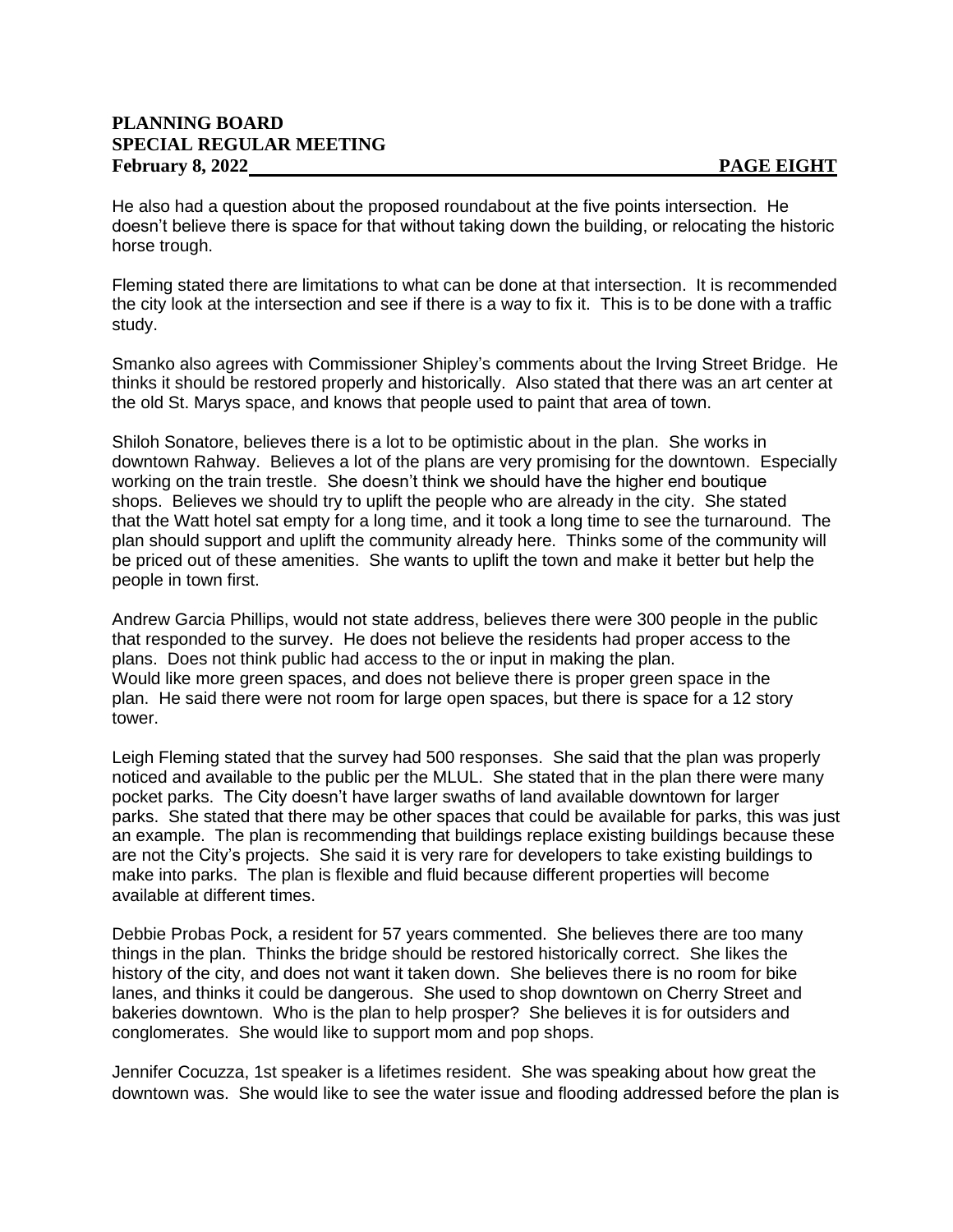He also had a question about the proposed roundabout at the five points intersection. He doesn't believe there is space for that without taking down the building, or relocating the historic horse trough.

Fleming stated there are limitations to what can be done at that intersection. It is recommended the city look at the intersection and see if there is a way to fix it. This is to be done with a traffic study.

Smanko also agrees with Commissioner Shipley's comments about the Irving Street Bridge. He thinks it should be restored properly and historically. Also stated that there was an art center at the old St. Marys space, and knows that people used to paint that area of town.

Shiloh Sonatore, believes there is a lot to be optimistic about in the plan. She works in downtown Rahway. Believes a lot of the plans are very promising for the downtown. Especially working on the train trestle. She doesn't think we should have the higher end boutique shops. Believes we should try to uplift the people who are already in the city. She stated that the Watt hotel sat empty for a long time, and it took a long time to see the turnaround. The plan should support and uplift the community already here. Thinks some of the community will be priced out of these amenities. She wants to uplift the town and make it better but help the people in town first.

Andrew Garcia Phillips, would not state address, believes there were 300 people in the public that responded to the survey. He does not believe the residents had proper access to the plans. Does not think public had access to the or input in making the plan. Would like more green spaces, and does not believe there is proper green space in the plan. He said there were not room for large open spaces, but there is space for a 12 story tower.

Leigh Fleming stated that the survey had 500 responses. She said that the plan was properly noticed and available to the public per the MLUL. She stated that in the plan there were many pocket parks. The City doesn't have larger swaths of land available downtown for larger parks. She stated that there may be other spaces that could be available for parks, this was just an example. The plan is recommending that buildings replace existing buildings because these are not the City's projects. She said it is very rare for developers to take existing buildings to make into parks. The plan is flexible and fluid because different properties will become available at different times.

Debbie Probas Pock, a resident for 57 years commented. She believes there are too many things in the plan. Thinks the bridge should be restored historically correct. She likes the history of the city, and does not want it taken down. She believes there is no room for bike lanes, and thinks it could be dangerous. She used to shop downtown on Cherry Street and bakeries downtown. Who is the plan to help prosper? She believes it is for outsiders and conglomerates. She would like to support mom and pop shops.

Jennifer Cocuzza, 1st speaker is a lifetimes resident. She was speaking about how great the downtown was. She would like to see the water issue and flooding addressed before the plan is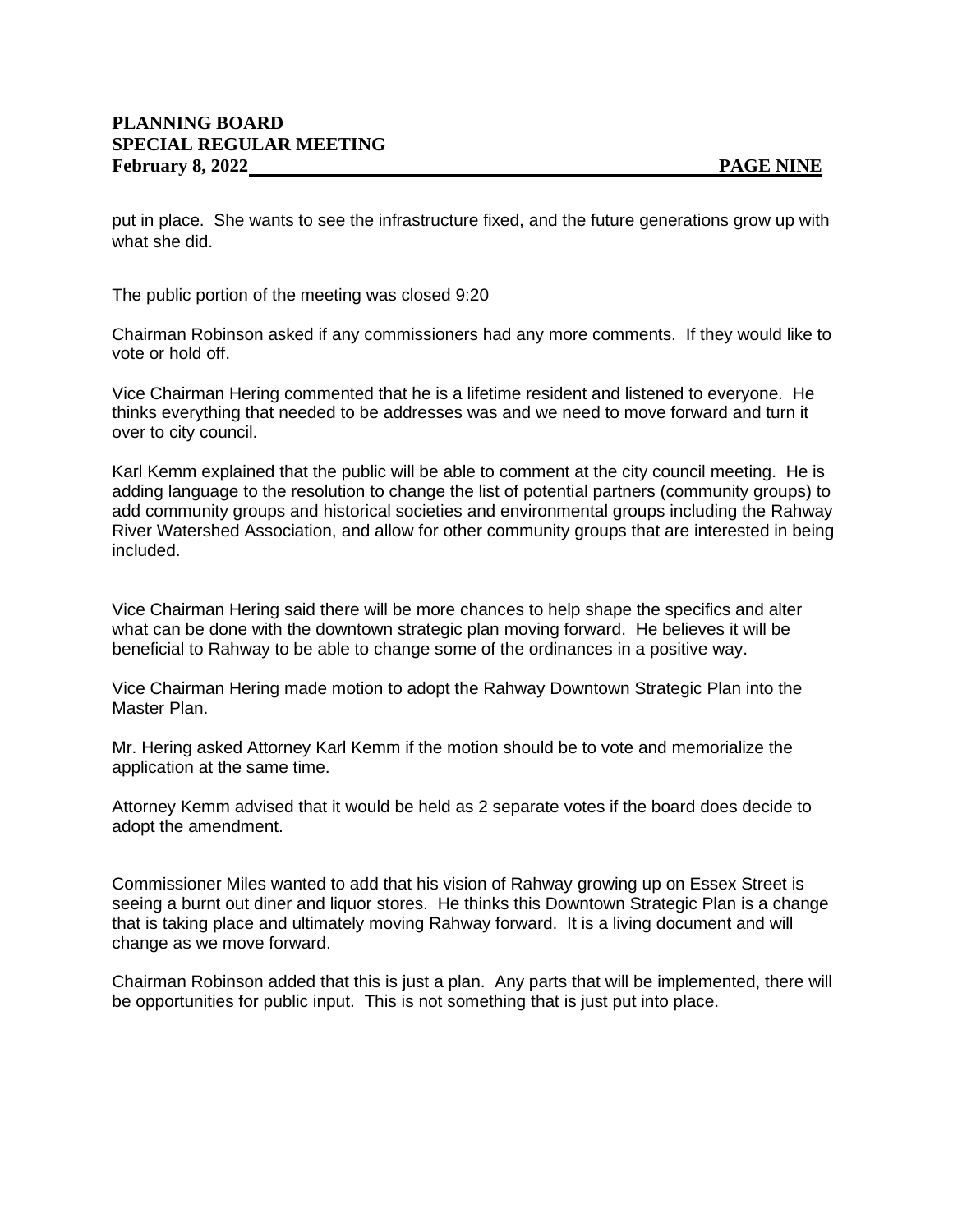put in place. She wants to see the infrastructure fixed, and the future generations grow up with what she did.

The public portion of the meeting was closed 9:20

Chairman Robinson asked if any commissioners had any more comments. If they would like to vote or hold off.

Vice Chairman Hering commented that he is a lifetime resident and listened to everyone. He thinks everything that needed to be addresses was and we need to move forward and turn it over to city council.

Karl Kemm explained that the public will be able to comment at the city council meeting. He is adding language to the resolution to change the list of potential partners (community groups) to add community groups and historical societies and environmental groups including the Rahway River Watershed Association, and allow for other community groups that are interested in being included.

Vice Chairman Hering said there will be more chances to help shape the specifics and alter what can be done with the downtown strategic plan moving forward. He believes it will be beneficial to Rahway to be able to change some of the ordinances in a positive way.

Vice Chairman Hering made motion to adopt the Rahway Downtown Strategic Plan into the Master Plan.

Mr. Hering asked Attorney Karl Kemm if the motion should be to vote and memorialize the application at the same time.

Attorney Kemm advised that it would be held as 2 separate votes if the board does decide to adopt the amendment.

Commissioner Miles wanted to add that his vision of Rahway growing up on Essex Street is seeing a burnt out diner and liquor stores. He thinks this Downtown Strategic Plan is a change that is taking place and ultimately moving Rahway forward. It is a living document and will change as we move forward.

Chairman Robinson added that this is just a plan. Any parts that will be implemented, there will be opportunities for public input. This is not something that is just put into place.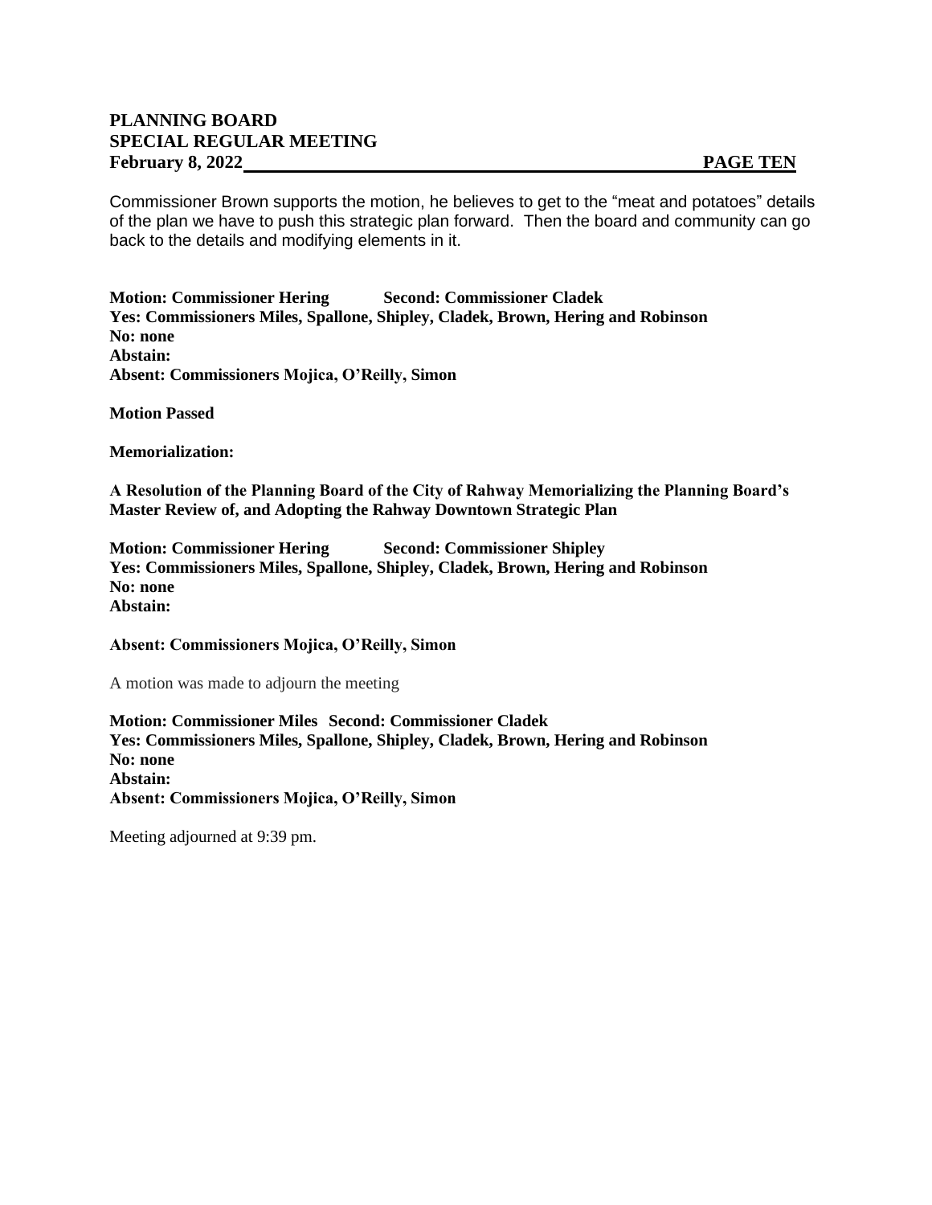Commissioner Brown supports the motion, he believes to get to the "meat and potatoes" details of the plan we have to push this strategic plan forward. Then the board and community can go back to the details and modifying elements in it.

**Motion: Commissioner Hering Second: Commissioner Cladek**
**Yes: Commissioners Miles, Spallone, Shipley, Cladek, Brown, Hering and Robinson**
**No: none**
**Abstain:**
**Absent: Commissioners Mojica, O'Reilly, Simon**

**Motion Passed**

**Memorialization:**

**A Resolution of the Planning Board of the City of Rahway Memorializing the Planning Board's Master Review of, and Adopting the Rahway Downtown Strategic Plan**

**Motion: Commissioner Hering Second: Commissioner Shipley**
**Yes: Commissioners Miles, Spallone, Shipley, Cladek, Brown, Hering and Robinson**
**No: none**
**Abstain:**

**Absent: Commissioners Mojica, O'Reilly, Simon**

A motion was made to adjourn the meeting

**Motion: Commissioner Miles Second: Commissioner Cladek**
**Yes: Commissioners Miles, Spallone, Shipley, Cladek, Brown, Hering and Robinson**
**No: none**
**Abstain:**
**Absent: Commissioners Mojica, O'Reilly, Simon**

Meeting adjourned at 9:39 pm.